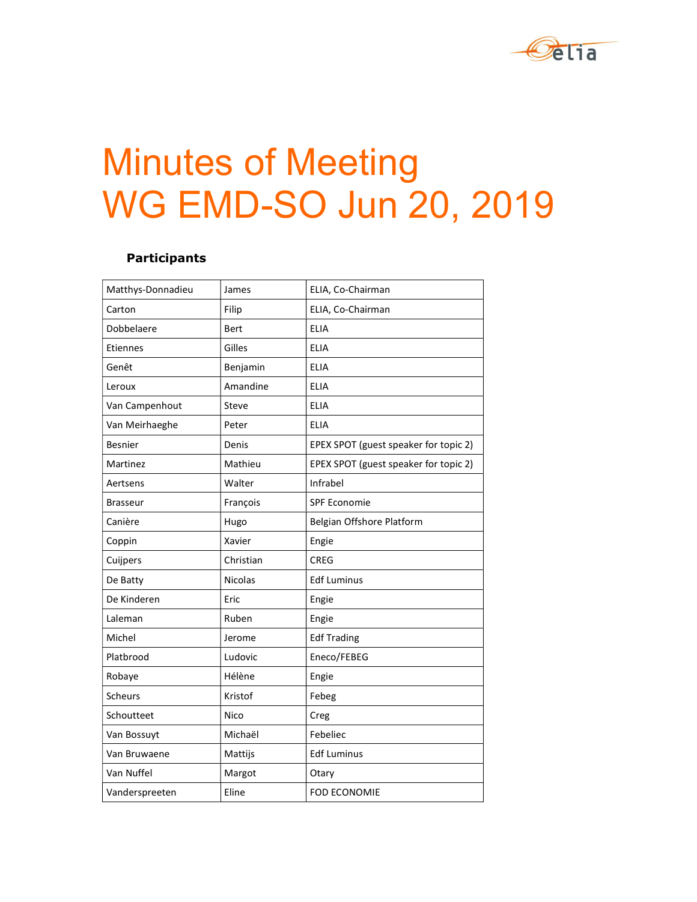# Minutes of Meeting
# WG EMD-SO Jun 20, 2019

**Participants**

| | | |
|---|---|---|
| Matthys-Donnadieu | James | ELIA, Co-Chairman |
| Carton | Filip | ELIA, Co-Chairman |
| Dobbelaere | Bert | ELIA |
| Etiennes | Gilles | ELIA |
| Genêt | Benjamin | ELIA |
| Leroux | Amandine | ELIA |
| Van Campenhout | Steve | ELIA |
| Van Meirhaeghe | Peter | ELIA |
| Besnier | Denis | EPEX SPOT (guest speaker for topic 2) |
| Martinez | Mathieu | EPEX SPOT (guest speaker for topic 2) |
| Aertsens | Walter | Infrabel |
| Brasseur | François | SPF Economie |
| Canière | Hugo | Belgian Offshore Platform |
| Coppin | Xavier | Engie |
| Cuijpers | Christian | CREG |
| De Batty | Nicolas | Edf Luminus |
| De Kinderen | Eric | Engie |
| Laleman | Ruben | Engie |
| Michel | Jerome | Edf Trading |
| Platbrood | Ludovic | Eneco/FEBEG |
| Robaye | Hélène | Engie |
| Scheurs | Kristof | Febeg |
| Schoutteet | Nico | Creg |
| Van Bossuyt | Michaël | Febeliec |
| Van Bruwaene | Mattijs | Edf Luminus |
| Van Nuffel | Margot | Otary |
| Vanderspreeten | Eline | FOD ECONOMIE |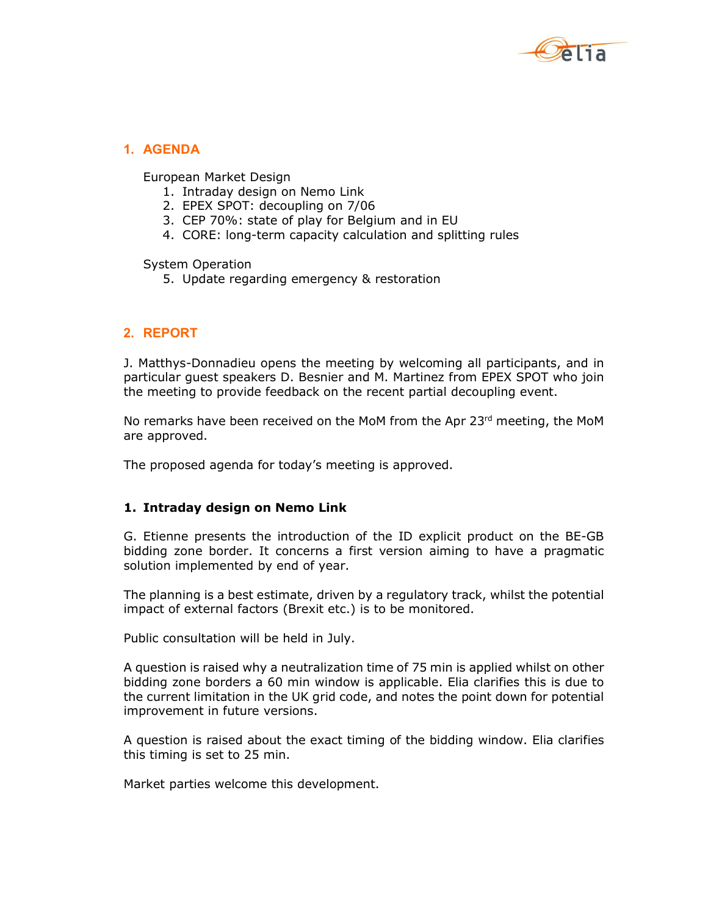## 1. AGENDA

European Market Design

1. Intraday design on Nemo Link
2. EPEX SPOT: decoupling on 7/06
3. CEP 70%: state of play for Belgium and in EU
4. CORE: long-term capacity calculation and splitting rules

System Operation

5. Update regarding emergency & restoration

## 2. REPORT

J. Matthys-Donnadieu opens the meeting by welcoming all participants, and in particular guest speakers D. Besnier and M. Martinez from EPEX SPOT who join the meeting to provide feedback on the recent partial decoupling event.

No remarks have been received on the MoM from the Apr 23rd meeting, the MoM are approved.

The proposed agenda for today's meeting is approved.

### 1. Intraday design on Nemo Link

G. Etienne presents the introduction of the ID explicit product on the BE-GB bidding zone border. It concerns a first version aiming to have a pragmatic solution implemented by end of year.

The planning is a best estimate, driven by a regulatory track, whilst the potential impact of external factors (Brexit etc.) is to be monitored.

Public consultation will be held in July.

A question is raised why a neutralization time of 75 min is applied whilst on other bidding zone borders a 60 min window is applicable. Elia clarifies this is due to the current limitation in the UK grid code, and notes the point down for potential improvement in future versions.

A question is raised about the exact timing of the bidding window. Elia clarifies this timing is set to 25 min.

Market parties welcome this development.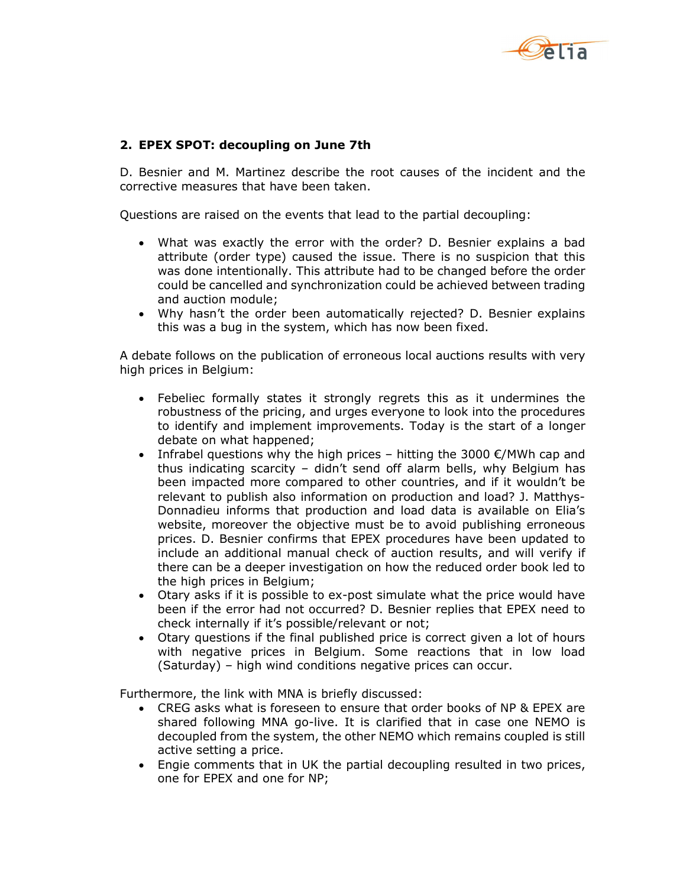## 2. EPEX SPOT: decoupling on June 7th

D. Besnier and M. Martinez describe the root causes of the incident and the corrective measures that have been taken.

Questions are raised on the events that lead to the partial decoupling:

- What was exactly the error with the order? D. Besnier explains a bad attribute (order type) caused the issue. There is no suspicion that this was done intentionally. This attribute had to be changed before the order could be cancelled and synchronization could be achieved between trading and auction module;
- Why hasn't the order been automatically rejected? D. Besnier explains this was a bug in the system, which has now been fixed.

A debate follows on the publication of erroneous local auctions results with very high prices in Belgium:

- Febeliec formally states it strongly regrets this as it undermines the robustness of the pricing, and urges everyone to look into the procedures to identify and implement improvements. Today is the start of a longer debate on what happened;
- Infrabel questions why the high prices – hitting the 3000 €/MWh cap and thus indicating scarcity – didn't send off alarm bells, why Belgium has been impacted more compared to other countries, and if it wouldn't be relevant to publish also information on production and load? J. Matthys-Donnadieu informs that production and load data is available on Elia's website, moreover the objective must be to avoid publishing erroneous prices. D. Besnier confirms that EPEX procedures have been updated to include an additional manual check of auction results, and will verify if there can be a deeper investigation on how the reduced order book led to the high prices in Belgium;
- Otary asks if it is possible to ex-post simulate what the price would have been if the error had not occurred? D. Besnier replies that EPEX need to check internally if it's possible/relevant or not;
- Otary questions if the final published price is correct given a lot of hours with negative prices in Belgium. Some reactions that in low load (Saturday) – high wind conditions negative prices can occur.

Furthermore, the link with MNA is briefly discussed:

- CREG asks what is foreseen to ensure that order books of NP & EPEX are shared following MNA go-live. It is clarified that in case one NEMO is decoupled from the system, the other NEMO which remains coupled is still active setting a price.
- Engie comments that in UK the partial decoupling resulted in two prices, one for EPEX and one for NP;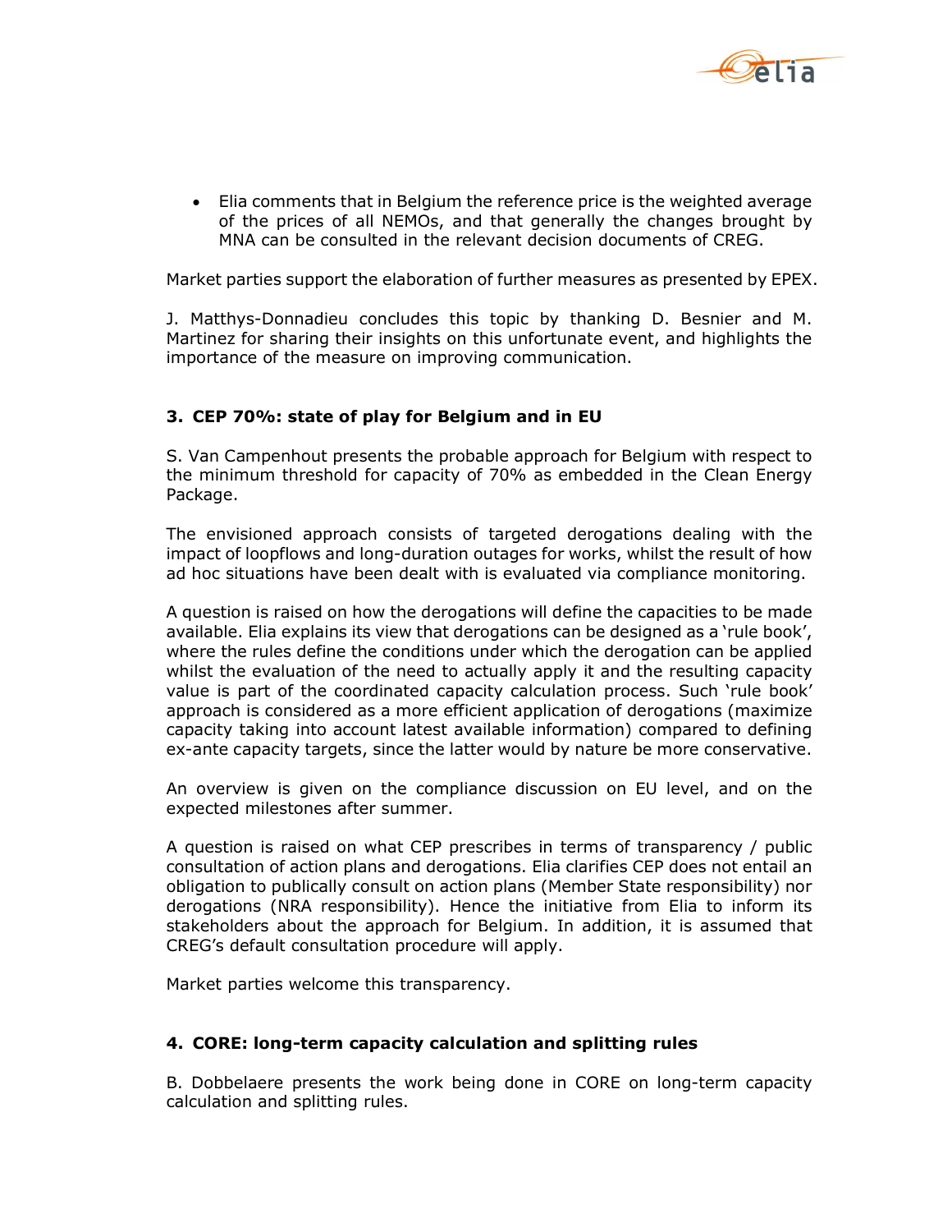- Elia comments that in Belgium the reference price is the weighted average of the prices of all NEMOs, and that generally the changes brought by MNA can be consulted in the relevant decision documents of CREG.

Market parties support the elaboration of further measures as presented by EPEX.

J. Matthys-Donnadieu concludes this topic by thanking D. Besnier and M. Martinez for sharing their insights on this unfortunate event, and highlights the importance of the measure on improving communication.

## 3. CEP 70%: state of play for Belgium and in EU

S. Van Campenhout presents the probable approach for Belgium with respect to the minimum threshold for capacity of 70% as embedded in the Clean Energy Package.

The envisioned approach consists of targeted derogations dealing with the impact of loopflows and long-duration outages for works, whilst the result of how ad hoc situations have been dealt with is evaluated via compliance monitoring.

A question is raised on how the derogations will define the capacities to be made available. Elia explains its view that derogations can be designed as a 'rule book', where the rules define the conditions under which the derogation can be applied whilst the evaluation of the need to actually apply it and the resulting capacity value is part of the coordinated capacity calculation process. Such 'rule book' approach is considered as a more efficient application of derogations (maximize capacity taking into account latest available information) compared to defining ex-ante capacity targets, since the latter would by nature be more conservative.

An overview is given on the compliance discussion on EU level, and on the expected milestones after summer.

A question is raised on what CEP prescribes in terms of transparency / public consultation of action plans and derogations. Elia clarifies CEP does not entail an obligation to publically consult on action plans (Member State responsibility) nor derogations (NRA responsibility). Hence the initiative from Elia to inform its stakeholders about the approach for Belgium. In addition, it is assumed that CREG's default consultation procedure will apply.

Market parties welcome this transparency.

## 4. CORE: long-term capacity calculation and splitting rules

B. Dobbelaere presents the work being done in CORE on long-term capacity calculation and splitting rules.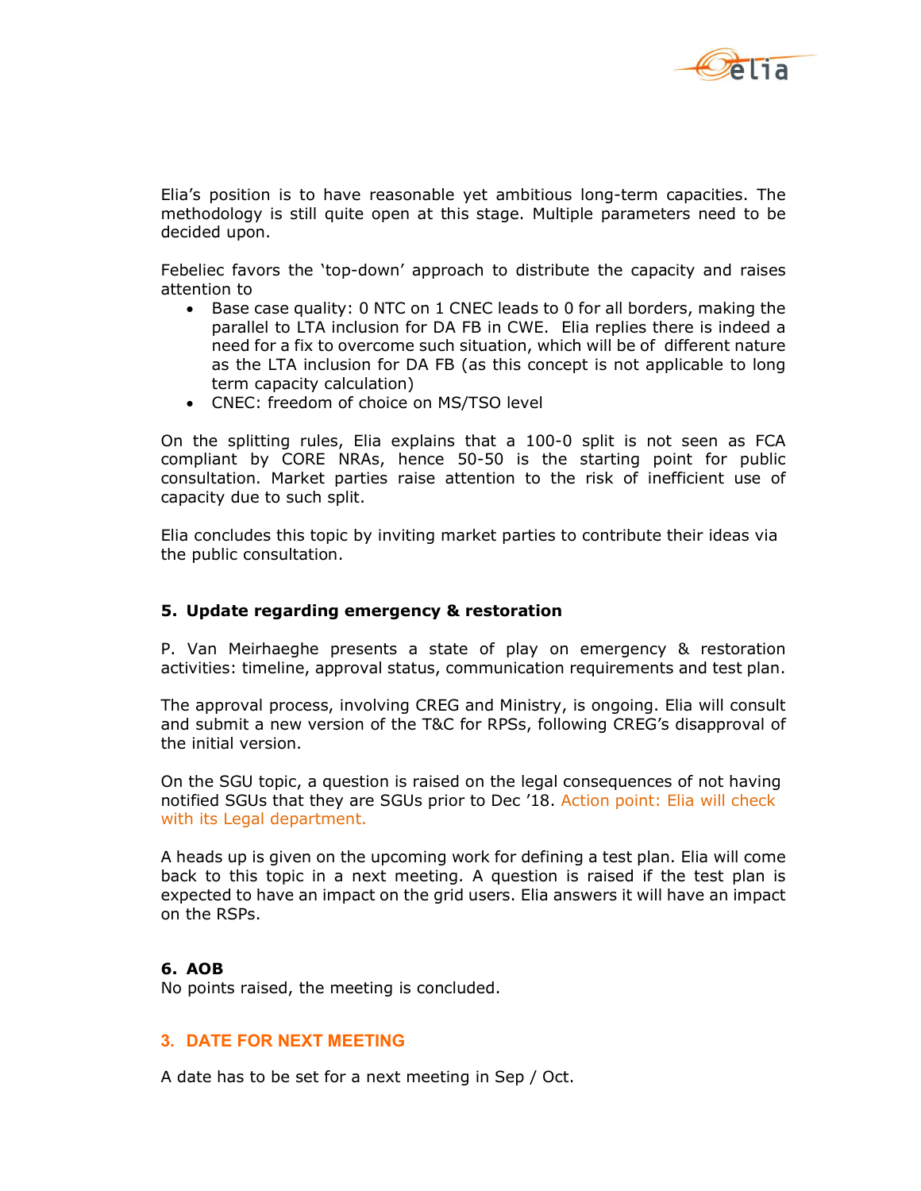Elia's position is to have reasonable yet ambitious long-term capacities. The methodology is still quite open at this stage. Multiple parameters need to be decided upon.

Febeliec favors the 'top-down' approach to distribute the capacity and raises attention to

- Base case quality: 0 NTC on 1 CNEC leads to 0 for all borders, making the parallel to LTA inclusion for DA FB in CWE. Elia replies there is indeed a need for a fix to overcome such situation, which will be of different nature as the LTA inclusion for DA FB (as this concept is not applicable to long term capacity calculation)
- CNEC: freedom of choice on MS/TSO level

On the splitting rules, Elia explains that a 100-0 split is not seen as FCA compliant by CORE NRAs, hence 50-50 is the starting point for public consultation. Market parties raise attention to the risk of inefficient use of capacity due to such split.

Elia concludes this topic by inviting market parties to contribute their ideas via the public consultation.

### 5. Update regarding emergency & restoration

P. Van Meirhaeghe presents a state of play on emergency & restoration activities: timeline, approval status, communication requirements and test plan.

The approval process, involving CREG and Ministry, is ongoing. Elia will consult and submit a new version of the T&C for RPSs, following CREG's disapproval of the initial version.

On the SGU topic, a question is raised on the legal consequences of not having notified SGUs that they are SGUs prior to Dec '18. Action point: Elia will check with its Legal department.

A heads up is given on the upcoming work for defining a test plan. Elia will come back to this topic in a next meeting. A question is raised if the test plan is expected to have an impact on the grid users. Elia answers it will have an impact on the RSPs.

### 6. AOB

No points raised, the meeting is concluded.

## 3. DATE FOR NEXT MEETING

A date has to be set for a next meeting in Sep / Oct.